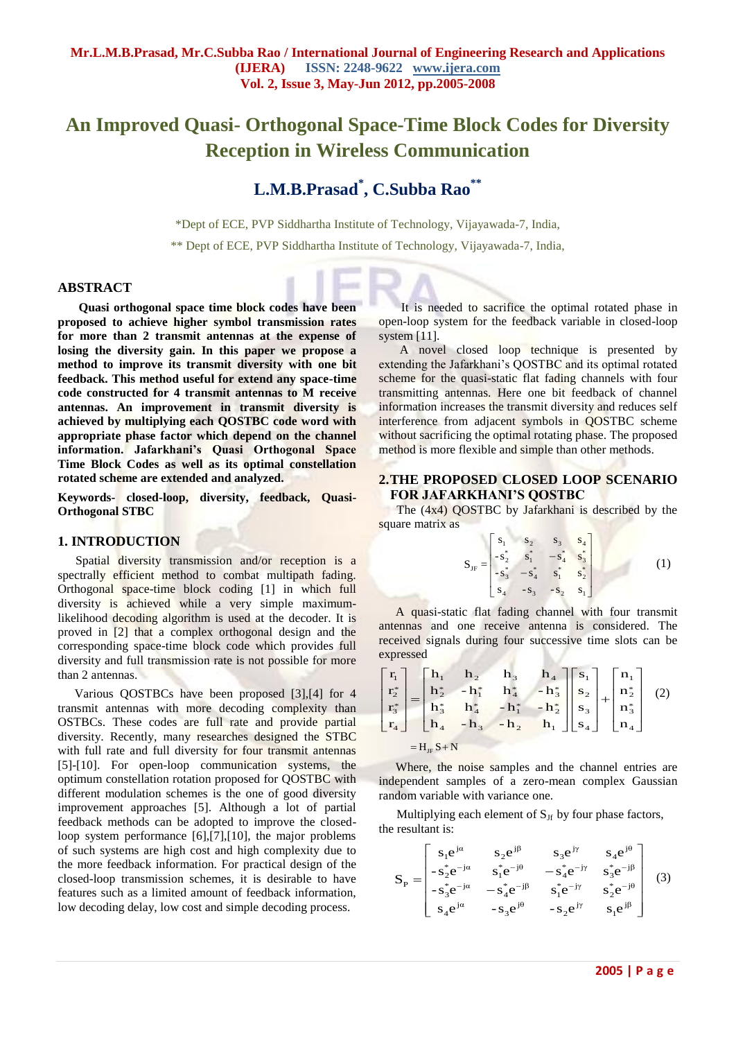# An Improved Quasi- Orthogonal Space-Time Block Codes for Diversity Reception in Wireless Communication

## L.M.B.Prasad*, C.Subba Rao**

*Dept of ECE, PVP Siddhartha Institute of Technology, Vijayawada-7, India,

** Dept of ECE, PVP Siddhartha Institute of Technology, Vijayawada-7, India,

### ABSTRACT

**Quasi orthogonal space time block codes have been proposed to achieve higher symbol transmission rates for more than 2 transmit antennas at the expense of losing the diversity gain. In this paper we propose a method to improve its transmit diversity with one bit feedback. This method useful for extend any space-time code constructed for 4 transmit antennas to M receive antennas. An improvement in transmit diversity is achieved by multiplying each QOSTBC code word with appropriate phase factor which depend on the channel information. Jafarkhani's Quasi Orthogonal Space Time Block Codes as well as its optimal constellation rotated scheme are extended and analyzed.**

**Keywords- closed-loop, diversity, feedback, Quasi-Orthogonal STBC**

### 1. INTRODUCTION

Spatial diversity transmission and/or reception is a spectrally efficient method to combat multipath fading. Orthogonal space-time block coding [1] in which full diversity is achieved while a very simple maximum-likelihood decoding algorithm is used at the decoder. It is proved in [2] that a complex orthogonal design and the corresponding space-time block code which provides full diversity and full transmission rate is not possible for more than 2 antennas.

Various QOSTBCs have been proposed [3],[4] for 4 transmit antennas with more decoding complexity than OSTBCs. These codes are full rate and provide partial diversity. Recently, many researches designed the STBC with full rate and full diversity for four transmit antennas [5]-[10]. For open-loop communication systems, the optimum constellation rotation proposed for QOSTBC with different modulation schemes is the one of good diversity improvement approaches [5]. Although a lot of partial feedback methods can be adopted to improve the closed-loop system performance [6],[7],[10], the major problems of such systems are high cost and high complexity due to the more feedback information. For practical design of the closed-loop transmission schemes, it is desirable to have features such as a limited amount of feedback information, low decoding delay, low cost and simple decoding process.

It is needed to sacrifice the optimal rotated phase in open-loop system for the feedback variable in closed-loop system [11].

A novel closed loop technique is presented by extending the Jafarkhani's QOSTBC and its optimal rotated scheme for the quasi-static flat fading channels with four transmitting antennas. Here one bit feedback of channel information increases the transmit diversity and reduces self interference from adjacent symbols in QOSTBC scheme without sacrificing the optimal rotating phase. The proposed method is more flexible and simple than other methods.

### 2.THE PROPOSED CLOSED LOOP SCENARIO FOR JAFARKHANI'S QOSTBC

The (4x4) QOSTBC by Jafarkhani is described by the square matrix as

$$S_{JF} = \begin{bmatrix} s_1 & s_2 & s_3 & s_4 \\ -s_2^* & s_1^* & -s_4^* & s_3^* \\ -s_3^* & -s_4^* & s_1^* & s_2^* \\ s_4 & -s_3 & -s_2 & s_1 \end{bmatrix} \quad (1)$$

A quasi-static flat fading channel with four transmit antennas and one receive antenna is considered. The received signals during four successive time slots can be expressed

$$\begin{bmatrix} r_1 \\ r_2^* \\ r_3^* \\ r_4 \end{bmatrix} = \begin{bmatrix} h_1 & h_2 & h_3 & h_4 \\ h_2^* & -h_1^* & h_4^* & -h_3^* \\ h_3^* & h_4^* & -h_1^* & -h_2^* \\ h_4 & -h_3 & -h_2 & h_1 \end{bmatrix} \begin{bmatrix} s_1 \\ s_2 \\ s_3 \\ s_4 \end{bmatrix} + \begin{bmatrix} n_1 \\ n_2^* \\ n_3^* \\ n_4 \end{bmatrix} \quad (2)$$

$$= H_{JF} S + N$$

Where, the noise samples and the channel entries are independent samples of a zero-mean complex Gaussian random variable with variance one.

Multiplying each element of $S_{JF}$ by four phase factors, the resultant is:

$$S_P = \begin{bmatrix} s_1 e^{j\alpha} & s_2 e^{j\beta} & s_3 e^{j\gamma} & s_4 e^{j\theta} \\ -s_2^* e^{-j\alpha} & s_1^* e^{-j\theta} & -s_4^* e^{-j\gamma} & s_3^* e^{-j\beta} \\ -s_3^* e^{-j\alpha} & -s_4^* e^{-j\beta} & s_1^* e^{-j\gamma} & s_2^* e^{-j\theta} \\ s_4 e^{j\alpha} & -s_3 e^{j\theta} & -s_2 e^{j\gamma} & s_1 e^{j\beta} \end{bmatrix} \quad (3)$$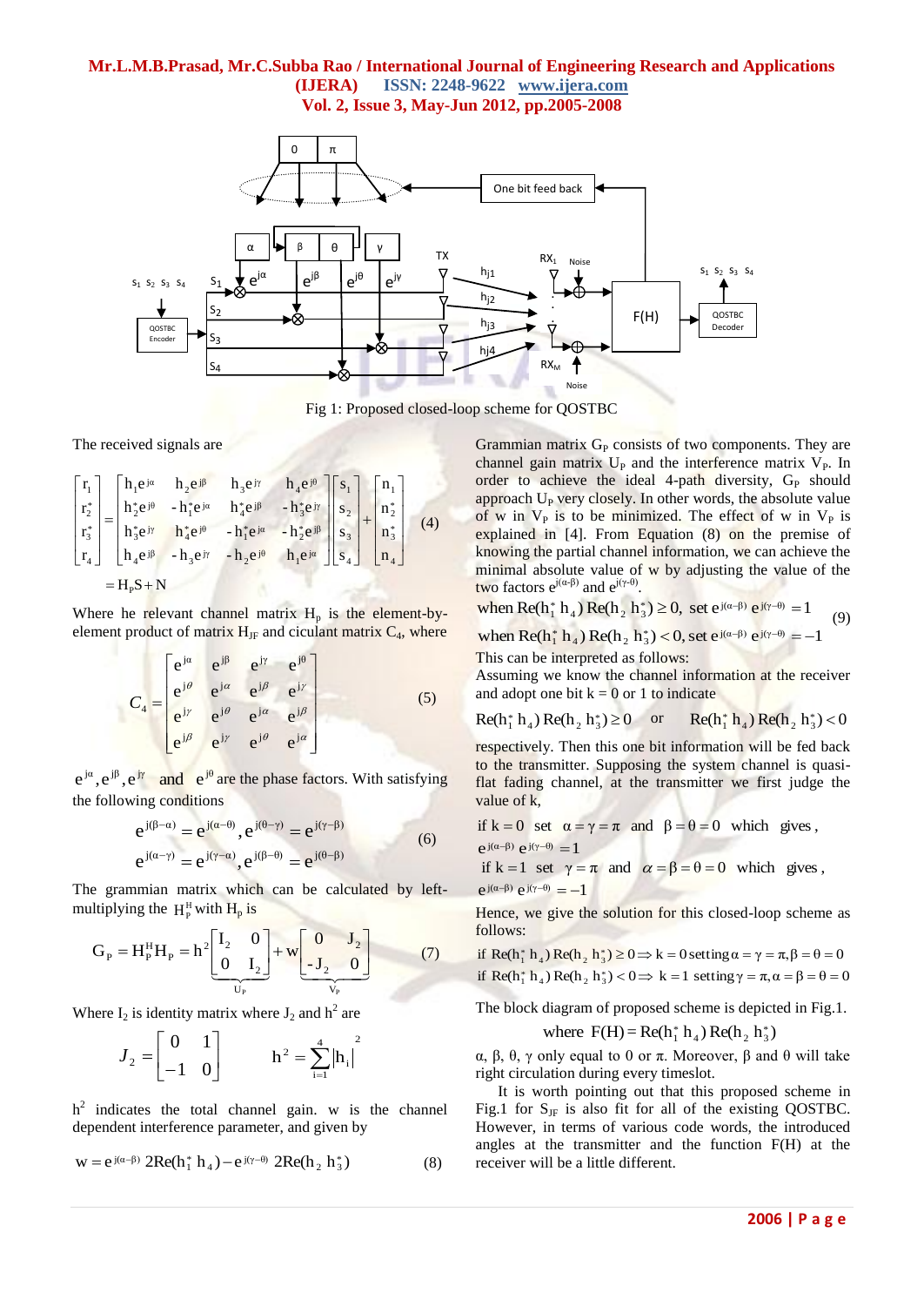Fig 1: Proposed closed-loop scheme for QOSTBC

The received signals are

$$\begin{bmatrix} r_1 \\ r_2^* \\ r_3^* \\ r_4 \end{bmatrix} = \begin{bmatrix} h_1 e^{j\alpha} & h_2 e^{j\beta} & h_3 e^{j\gamma} & h_4 e^{j\theta} \\ h_2^* e^{j\theta} & -h_1^* e^{j\alpha} & h_4^* e^{j\beta} & -h_3^* e^{j\gamma} \\ h_3^* e^{j\gamma} & h_4^* e^{j\theta} & -h_1^* e^{j\alpha} & -h_2^* e^{j\beta} \\ h_4 e^{j\beta} & -h_3 e^{j\gamma} & -h_2 e^{j\theta} & h_1 e^{j\alpha} \end{bmatrix} \begin{bmatrix} s_1 \\ s_2 \\ s_3 \\ s_4 \end{bmatrix} + \begin{bmatrix} n_1 \\ n_2^* \\ n_3^* \\ n_4 \end{bmatrix} \quad (4)$$

$$= H_p S + N$$

Where he relevant channel matrix $H_p$ is the element-by-element product of matrix $H_{JF}$ and ciculant matrix $C_4$, where

$$C_4 = \begin{bmatrix} e^{j\alpha} & e^{j\beta} & e^{j\gamma} & e^{j\theta} \\ e^{j\theta} & e^{j\alpha} & e^{j\beta} & e^{j\gamma} \\ e^{j\gamma} & e^{j\theta} & e^{j\alpha} & e^{j\beta} \\ e^{j\beta} & e^{j\gamma} & e^{j\theta} & e^{j\alpha} \end{bmatrix} \quad (5)$$

$e^{j\alpha}, e^{j\beta}, e^{j\gamma}$ and $e^{j\theta}$ are the phase factors. With satisfying the following conditions

$$e^{j(\beta-\alpha)} = e^{j(\alpha-\theta)}, e^{j(\theta-\gamma)} = e^{j(\gamma-\beta)}$$
$$e^{j(\alpha-\gamma)} = e^{j(\gamma-\alpha)}, e^{j(\beta-\theta)} = e^{j(\theta-\beta)} \quad (6)$$

The grammian matrix which can be calculated by left-multiplying the $H_P^H$ with $H_p$ is

$$G_P = H_P^H H_P = \underbrace{h^2 \begin{bmatrix} I_2 & 0 \\ 0 & I_2 \end{bmatrix}}_{U_P} + \underbrace{w \begin{bmatrix} 0 & J_2 \\ -J_2 & 0 \end{bmatrix}}_{V_P} \quad (7)$$

Where $I_2$ is identity matrix where $J_2$ and $h^2$ are

$$J_2 = \begin{bmatrix} 0 & 1 \\ -1 & 0 \end{bmatrix} \qquad h^2 = \sum_{i=1}^{4} |h_i|^2$$

$h^2$ indicates the total channel gain. w is the channel dependent interference parameter, and given by

$$w = e^{j(\alpha-\beta)}\, 2\mathrm{Re}(h_1^* h_4) - e^{j(\gamma-\theta)}\, 2\mathrm{Re}(h_2 h_3^*) \quad (8)$$

Grammian matrix $G_P$ consists of two components. They are channel gain matrix $U_P$ and the interference matrix $V_P$. In order to achieve the ideal 4-path diversity, $G_P$ should approach $U_P$ very closely. In other words, the absolute value of w in $V_P$ is to be minimized. The effect of w in $V_P$ is explained in [4]. From Equation (8) on the premise of knowing the partial channel information, we can achieve the minimal absolute value of w by adjusting the value of the two factors $e^{j(\alpha-\beta)}$ and $e^{j(\gamma-\theta)}$.

$$\text{when } \mathrm{Re}(h_1^* h_4)\mathrm{Re}(h_2 h_3^*) \geq 0, \text{ set } e^{j(\alpha-\beta)} e^{j(\gamma-\theta)} = 1$$
$$\text{when } \mathrm{Re}(h_1^* h_4)\mathrm{Re}(h_2 h_3^*) < 0, \text{ set } e^{j(\alpha-\beta)} e^{j(\gamma-\theta)} = -1 \quad (9)$$

This can be interpreted as follows:
Assuming we know the channel information at the receiver and adopt one bit k = 0 or 1 to indicate

$\mathrm{Re}(h_1^* h_4)\mathrm{Re}(h_2 h_3^*) \geq 0$ or $\mathrm{Re}(h_1^* h_4)\mathrm{Re}(h_2 h_3^*) < 0$

respectively. Then this one bit information will be fed back to the transmitter. Supposing the system channel is quasi-flat fading channel, at the transmitter we first judge the value of k,

if $k = 0$ set $\alpha = \gamma = \pi$ and $\beta = \theta = 0$ which gives, $e^{j(\alpha-\beta)} e^{j(\gamma-\theta)} = 1$

if $k = 1$ set $\gamma = \pi$ and $\alpha = \beta = \theta = 0$ which gives, $e^{j(\alpha-\beta)} e^{j(\gamma-\theta)} = -1$

Hence, we give the solution for this closed-loop scheme as follows:

if $\mathrm{Re}(h_1^* h_4)\mathrm{Re}(h_2 h_3^*) \geq 0 \Rightarrow k = 0$ setting $\alpha = \gamma = \pi, \beta = \theta = 0$

if $\mathrm{Re}(h_1^* h_4)\mathrm{Re}(h_2 h_3^*) < 0 \Rightarrow k = 1$ setting $\gamma = \pi, \alpha = \beta = \theta = 0$

The block diagram of proposed scheme is depicted in Fig.1.

where $F(H) = \mathrm{Re}(h_1^* h_4)\mathrm{Re}(h_2 h_3^*)$

$\alpha$, $\beta$, $\theta$, $\gamma$ only equal to 0 or $\pi$. Moreover, $\beta$ and $\theta$ will take right circulation during every timeslot.

It is worth pointing out that this proposed scheme in Fig.1 for $S_{JF}$ is also fit for all of the existing QOSTBC. However, in terms of various code words, the introduced angles at the transmitter and the function F(H) at the receiver will be a little different.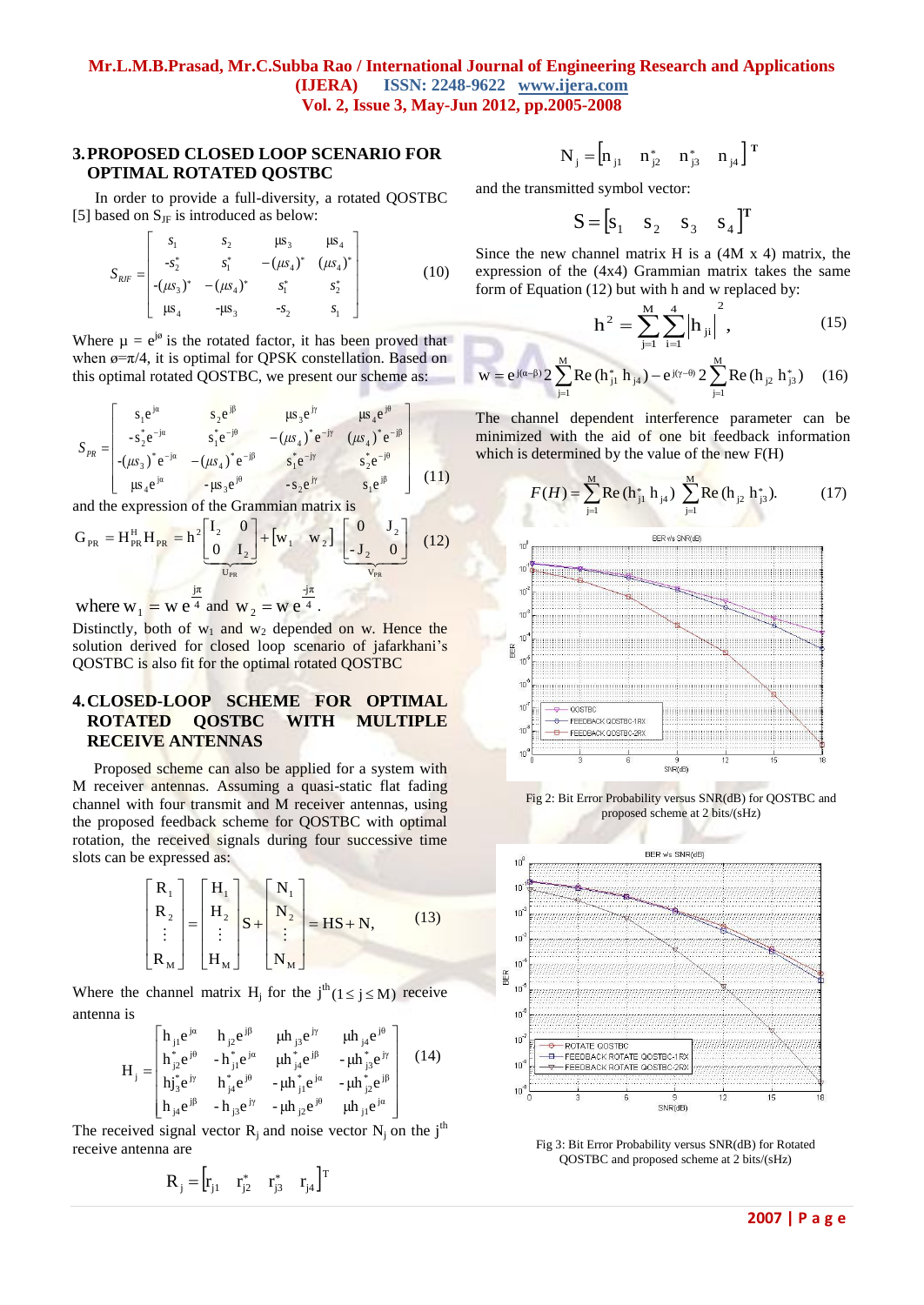## 3. PROPOSED CLOSED LOOP SCENARIO FOR OPTIMAL ROTATED QOSTBC

In order to provide a full-diversity, a rotated QOSTBC [5] based on $S_{JF}$ is introduced as below:

$$S_{RJF} = \begin{bmatrix} s_1 & s_2 & \mu s_3 & \mu s_4 \\ -s_2^* & s_1^* & -(\mu s_4)^* & (\mu s_4)^* \\ -(\mu s_3)^* & -(\mu s_4)^* & s_1^* & s_2^* \\ \mu s_4 & -\mu s_3 & -s_2 & s_1 \end{bmatrix} \qquad (10)$$

Where $\mu = e^{j\phi}$ is the rotated factor, it has been proved that when $\phi=\pi/4$, it is optimal for QPSK constellation. Based on this optimal rotated QOSTBC, we present our scheme as:

$$S_{PR} = \begin{bmatrix} s_1 e^{j\alpha} & s_2 e^{j\beta} & \mu s_3 e^{j\gamma} & \mu s_4 e^{j\theta} \\ -s_2^* e^{-j\alpha} & s_1^* e^{-j\theta} & -(\mu s_4)^* e^{-j\gamma} & (\mu s_4)^* e^{-j\beta} \\ -(\mu s_3)^* e^{-j\alpha} & -(\mu s_4)^* e^{-j\beta} & s_1^* e^{-j\gamma} & s_2^* e^{-j\theta} \\ \mu s_4 e^{j\alpha} & -\mu s_3 e^{j\theta} & -s_2 e^{j\gamma} & s_1 e^{j\beta} \end{bmatrix} \qquad (11)$$

and the expression of the Grammian matrix is

$$G_{PR} = H_{PR}^H H_{PR} = h^2 \underbrace{\begin{bmatrix} I_2 & 0 \\ 0 & I_2 \end{bmatrix}}_{U_{PR}} + \begin{bmatrix} w_1 & w_2 \end{bmatrix} \underbrace{\begin{bmatrix} 0 & J_2 \\ -J_2 & 0 \end{bmatrix}}_{V_{PR}} \qquad (12)$$

where $w_1 = w\,e^{\frac{j\pi}{4}}$ and $w_2 = w\,e^{\frac{-j\pi}{4}}$.

Distinctly, both of $w_1$ and $w_2$ depended on w. Hence the solution derived for closed loop scenario of jafarkhani's QOSTBC is also fit for the optimal rotated QOSTBC

## 4. CLOSED-LOOP SCHEME FOR OPTIMAL ROTATED QOSTBC WITH MULTIPLE RECEIVE ANTENNAS

Proposed scheme can also be applied for a system with M receiver antennas. Assuming a quasi-static flat fading channel with four transmit and M receiver antennas, using the proposed feedback scheme for QOSTBC with optimal rotation, the received signals during four successive time slots can be expressed as:

$$\begin{bmatrix} R_1 \\ R_2 \\ \vdots \\ R_M \end{bmatrix} = \begin{bmatrix} H_1 \\ H_2 \\ \vdots \\ H_M \end{bmatrix} S + \begin{bmatrix} N_1 \\ N_2 \\ \vdots \\ N_M \end{bmatrix} = HS + N, \qquad (13)$$

Where the channel matrix $H_j$ for the $j^{th} (1 \le j \le M)$ receive antenna is

$$H_j = \begin{bmatrix} h_{j1} e^{j\alpha} & h_{j2} e^{j\beta} & \mu h_{j3} e^{j\gamma} & \mu h_{j4} e^{j\theta} \\ h_{j2}^* e^{j\theta} & -h_{j1}^* e^{j\alpha} & \mu h_{j4}^* e^{j\beta} & -\mu h_{j3}^* e^{j\gamma} \\ h j_3^* e^{j\gamma} & h_{j4}^* e^{j\theta} & -\mu h_{j1}^* e^{j\alpha} & -\mu h_{j2}^* e^{j\beta} \\ h_{j4} e^{j\beta} & -h_{j3} e^{j\gamma} & -\mu h_{j2} e^{j\theta} & \mu h_{j1} e^{j\alpha} \end{bmatrix} \qquad (14)$$

The received signal vector $R_j$ and noise vector $N_j$ on the $j^{th}$ receive antenna are

$$R_j = \begin{bmatrix} r_{j1} & r_{j2}^* & r_{j3}^* & r_{j4} \end{bmatrix}^T$$

$$N_j = \begin{bmatrix} n_{j1} & n_{j2}^* & n_{j3}^* & n_{j4} \end{bmatrix}^T$$

and the transmitted symbol vector:

$$S = \begin{bmatrix} s_1 & s_2 & s_3 & s_4 \end{bmatrix}^T$$

Since the new channel matrix H is a (4M x 4) matrix, the expression of the (4x4) Grammian matrix takes the same form of Equation (12) but with h and w replaced by:

$$h^2 = \sum_{j=1}^{M} \sum_{i=1}^{4} \left| h_{ji} \right|^2, \qquad (15)$$

$$w = e^{j(\alpha-\beta)} 2 \sum_{j=1}^{M} \mathrm{Re}\,(h_{j1}^* h_{j4}) - e^{j(\gamma-\theta)} 2 \sum_{j=1}^{M} \mathrm{Re}\,(h_{j2} h_{j3}^*) \qquad (16)$$

The channel dependent interference parameter can be minimized with the aid of one bit feedback information which is determined by the value of the new F(H)

$$F(H) = \sum_{j=1}^{M} \mathrm{Re}\,(h_{j1}^* h_{j4}) \sum_{j=1}^{M} \mathrm{Re}\,(h_{j2} h_{j3}^*). \qquad (17)$$

Fig 2: Bit Error Probability versus SNR(dB) for QOSTBC and proposed scheme at 2 bits/(sHz)

Fig 3: Bit Error Probability versus SNR(dB) for Rotated QOSTBC and proposed scheme at 2 bits/(sHz)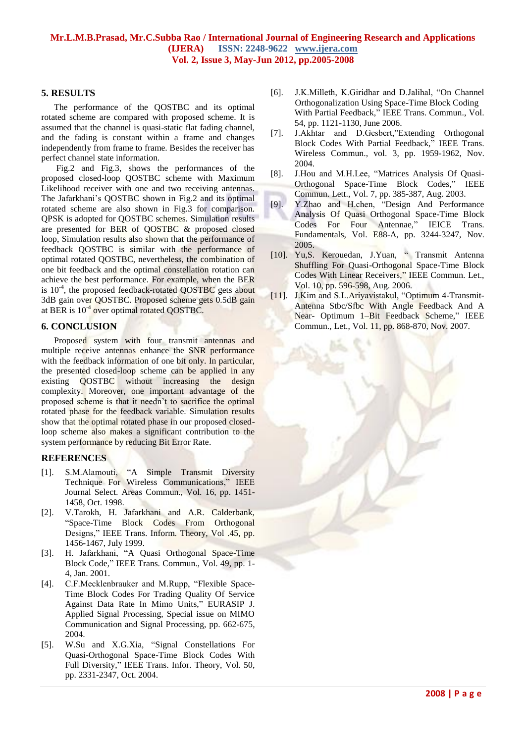## 5. RESULTS

The performance of the QOSTBC and its optimal rotated scheme are compared with proposed scheme. It is assumed that the channel is quasi-static flat fading channel, and the fading is constant within a frame and changes independently from frame to frame. Besides the receiver has perfect channel state information.

Fig.2 and Fig.3, shows the performances of the proposed closed-loop QOSTBC scheme with Maximum Likelihood receiver with one and two receiving antennas. The Jafarkhani's QOSTBC shown in Fig.2 and its optimal rotated scheme are also shown in Fig.3 for comparison. QPSK is adopted for QOSTBC schemes. Simulation results are presented for BER of QOSTBC & proposed closed loop, Simulation results also shown that the performance of feedback QOSTBC is similar with the performance of optimal rotated QOSTBC, nevertheless, the combination of one bit feedback and the optimal constellation rotation can achieve the best performance. For example, when the BER is $10^{-4}$, the proposed feedback-rotated QOSTBC gets about 3dB gain over QOSTBC. Proposed scheme gets 0.5dB gain at BER is $10^{-4}$ over optimal rotated QOSTBC.

## 6. CONCLUSION

Proposed system with four transmit antennas and multiple receive antennas enhance the SNR performance with the feedback information of one bit only. In particular, the presented closed-loop scheme can be applied in any existing QOSTBC without increasing the design complexity. Moreover, one important advantage of the proposed scheme is that it needn't to sacrifice the optimal rotated phase for the feedback variable. Simulation results show that the optimal rotated phase in our proposed closed-loop scheme also makes a significant contribution to the system performance by reducing Bit Error Rate.

## REFERENCES

[1]. S.M.Alamouti, "A Simple Transmit Diversity Technique For Wireless Communications," IEEE Journal Select. Areas Commun., Vol. 16, pp. 1451-1458, Oct. 1998.

[2]. V.Tarokh, H. Jafarkhani and A.R. Calderbank, "Space-Time Block Codes From Orthogonal Designs," IEEE Trans. Inform. Theory, Vol .45, pp. 1456-1467, July 1999.

[3]. H. Jafarkhani, "A Quasi Orthogonal Space-Time Block Code," IEEE Trans. Commun., Vol. 49, pp. 1-4, Jan. 2001.

[4]. C.F.Mecklenbrauker and M.Rupp, "Flexible Space-Time Block Codes For Trading Quality Of Service Against Data Rate In Mimo Units," EURASIP J. Applied Signal Processing, Special issue on MIMO Communication and Signal Processing, pp. 662-675, 2004.

[5]. W.Su and X.G.Xia, "Signal Constellations For Quasi-Orthogonal Space-Time Block Codes With Full Diversity," IEEE Trans. Infor. Theory, Vol. 50, pp. 2331-2347, Oct. 2004.

[6]. J.K.Milleth, K.Giridhar and D.Jalihal, "On Channel Orthogonalization Using Space-Time Block Coding With Partial Feedback," IEEE Trans. Commun., Vol. 54, pp. 1121-1130, June 2006.

[7]. J.Akhtar and D.Gesbert,"Extending Orthogonal Block Codes With Partial Feedback," IEEE Trans. Wireless Commun., vol. 3, pp. 1959-1962, Nov. 2004.

[8]. J.Hou and M.H.Lee, "Matrices Analysis Of Quasi-Orthogonal Space-Time Block Codes," IEEE Commun. Lett., Vol. 7, pp. 385-387, Aug. 2003.

[9]. Y.Zhao and H.chen, "Design And Performance Analysis Of Quasi Orthogonal Space-Time Block Codes For Four Antennae," IEICE Trans. Fundamentals, Vol. E88-A, pp. 3244-3247, Nov. 2005.

[10]. Yu,S. Kerouedan, J.Yuan, " Transmit Antenna Shuffling For Quasi-Orthogonal Space-Time Block Codes With Linear Receivers," IEEE Commun. Let., Vol. 10, pp. 596-598, Aug. 2006.

[11]. J.Kim and S.L.Ariyavistakul, "Optimum 4-Transmit-Antenna Stbc/Sfbc With Angle Feedback And A Near- Optimum 1–Bit Feedback Scheme," IEEE Commun., Let., Vol. 11, pp. 868-870, Nov. 2007.